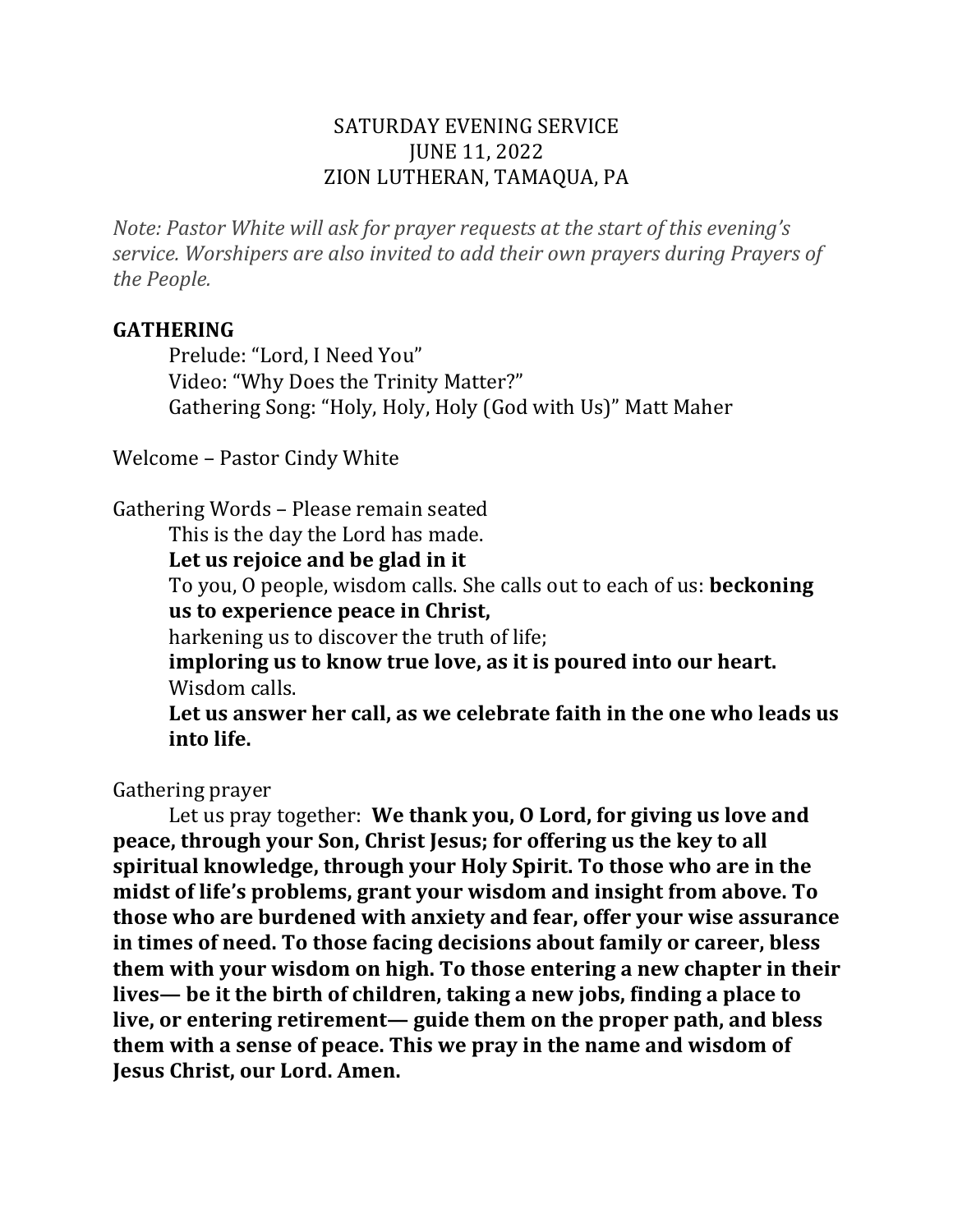SATURDAY EVENING SERVICE
JUNE 11, 2022
ZION LUTHERAN, TAMAQUA, PA

*Note: Pastor White will ask for prayer requests at the start of this evening's service. Worshipers are also invited to add their own prayers during Prayers of the People.*

**GATHERING**

Prelude: "Lord, I Need You"
Video: "Why Does the Trinity Matter?"
Gathering Song: "Holy, Holy, Holy (God with Us)" Matt Maher

Welcome – Pastor Cindy White

Gathering Words – Please remain seated

This is the day the Lord has made.
**Let us rejoice and be glad in it**
To you, O people, wisdom calls. She calls out to each of us: **beckoning us to experience peace in Christ,**
harkening us to discover the truth of life;
**imploring us to know true love, as it is poured into our heart.**
Wisdom calls.
**Let us answer her call, as we celebrate faith in the one who leads us into life.**

Gathering prayer

Let us pray together: **We thank you, O Lord, for giving us love and peace, through your Son, Christ Jesus; for offering us the key to all spiritual knowledge, through your Holy Spirit. To those who are in the midst of life's problems, grant your wisdom and insight from above. To those who are burdened with anxiety and fear, offer your wise assurance in times of need. To those facing decisions about family or career, bless them with your wisdom on high. To those entering a new chapter in their lives— be it the birth of children, taking a new jobs, finding a place to live, or entering retirement— guide them on the proper path, and bless them with a sense of peace. This we pray in the name and wisdom of Jesus Christ, our Lord. Amen.**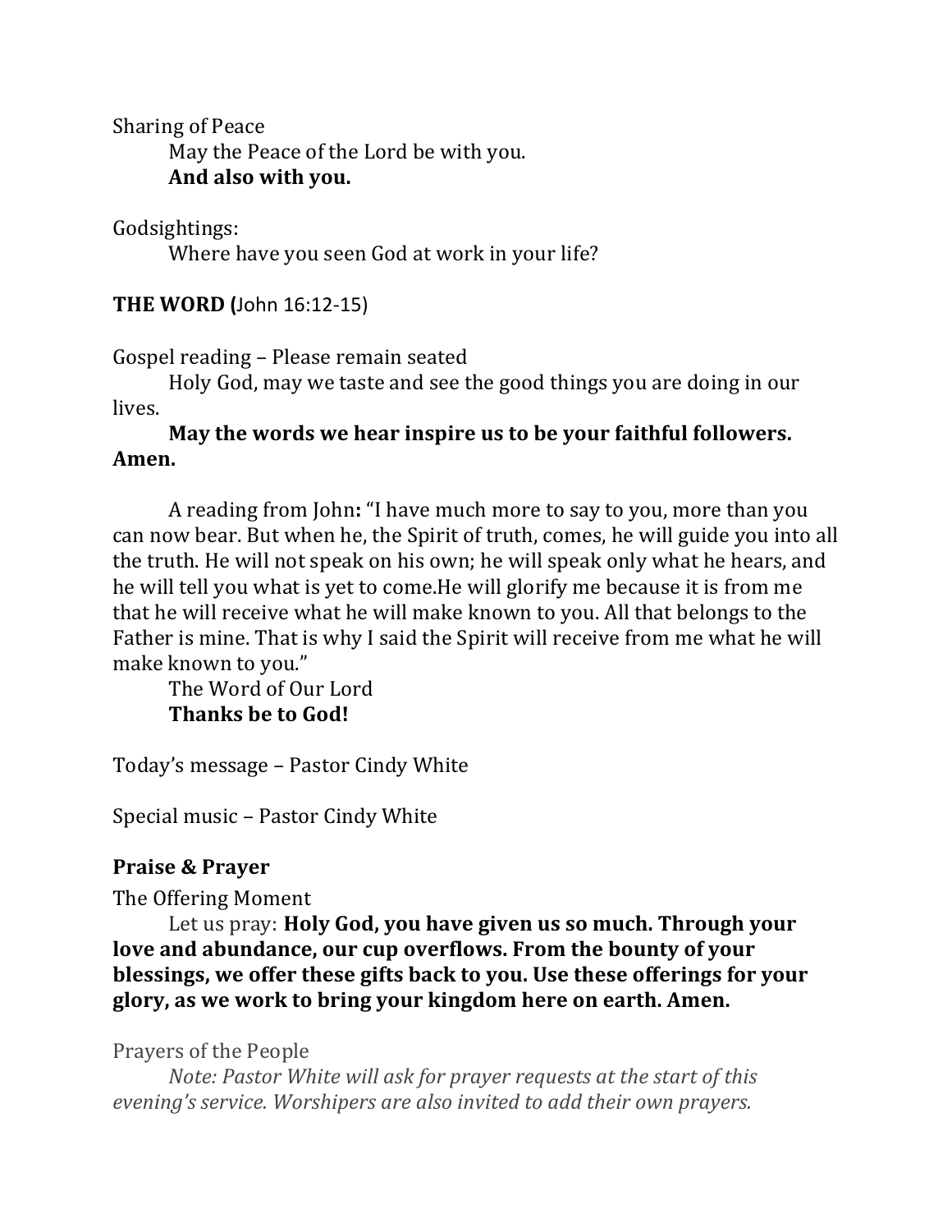Sharing of Peace

May the Peace of the Lord be with you.
**And also with you.**

Godsightings:

Where have you seen God at work in your life?

**THE WORD (**John 16:12-15)

Gospel reading – Please remain seated

Holy God, may we taste and see the good things you are doing in our lives.
**May the words we hear inspire us to be your faithful followers. Amen.**

A reading from John**:** "I have much more to say to you, more than you can now bear. But when he, the Spirit of truth, comes, he will guide you into all the truth. He will not speak on his own; he will speak only what he hears, and he will tell you what is yet to come.He will glorify me because it is from me that he will receive what he will make known to you. All that belongs to the Father is mine. That is why I said the Spirit will receive from me what he will make known to you."

The Word of Our Lord
**Thanks be to God!**

Today's message – Pastor Cindy White

Special music – Pastor Cindy White

**Praise & Prayer**

The Offering Moment

Let us pray: **Holy God, you have given us so much. Through your love and abundance, our cup overflows. From the bounty of your blessings, we offer these gifts back to you. Use these offerings for your glory, as we work to bring your kingdom here on earth. Amen.**

Prayers of the People

*Note: Pastor White will ask for prayer requests at the start of this evening's service. Worshipers are also invited to add their own prayers.*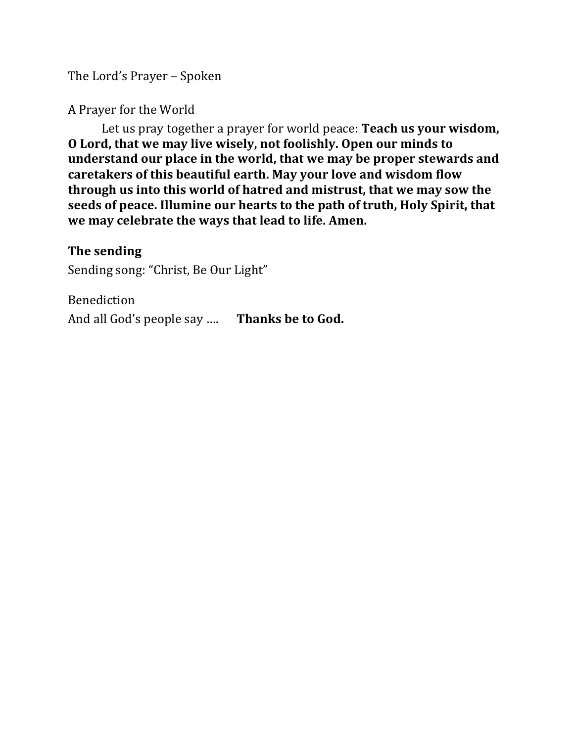The Lord's Prayer – Spoken

A Prayer for the World

Let us pray together a prayer for world peace: **Teach us your wisdom, O Lord, that we may live wisely, not foolishly. Open our minds to understand our place in the world, that we may be proper stewards and caretakers of this beautiful earth. May your love and wisdom flow through us into this world of hatred and mistrust, that we may sow the seeds of peace. Illumine our hearts to the path of truth, Holy Spirit, that we may celebrate the ways that lead to life. Amen.**

**The sending**

Sending song: "Christ, Be Our Light"

Benediction

And all God's people say …. **Thanks be to God.**